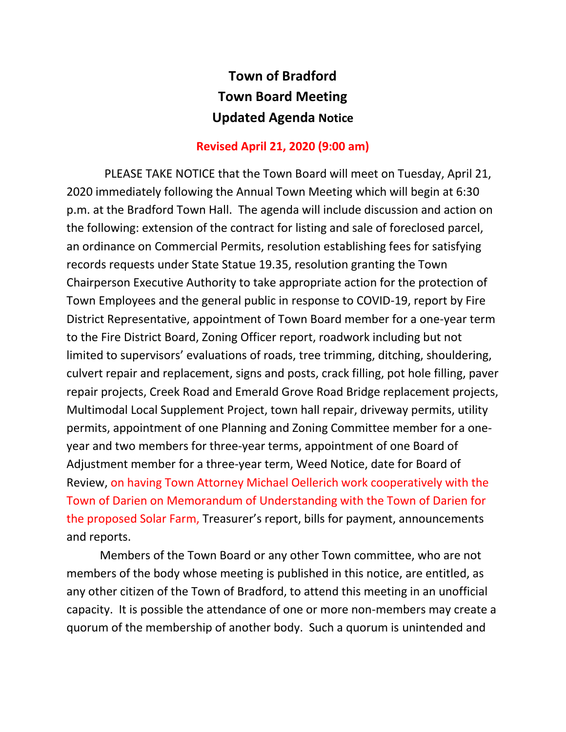# Town of Bradford
# Town Board Meeting
# Updated Agenda Notice

**Revised April 21, 2020 (9:00 am)**

PLEASE TAKE NOTICE that the Town Board will meet on Tuesday, April 21, 2020 immediately following the Annual Town Meeting which will begin at 6:30 p.m. at the Bradford Town Hall. The agenda will include discussion and action on the following: extension of the contract for listing and sale of foreclosed parcel, an ordinance on Commercial Permits, resolution establishing fees for satisfying records requests under State Statue 19.35, resolution granting the Town Chairperson Executive Authority to take appropriate action for the protection of Town Employees and the general public in response to COVID-19, report by Fire District Representative, appointment of Town Board member for a one-year term to the Fire District Board, Zoning Officer report, roadwork including but not limited to supervisors' evaluations of roads, tree trimming, ditching, shouldering, culvert repair and replacement, signs and posts, crack filling, pot hole filling, paver repair projects, Creek Road and Emerald Grove Road Bridge replacement projects, Multimodal Local Supplement Project, town hall repair, driveway permits, utility permits, appointment of one Planning and Zoning Committee member for a one-year and two members for three-year terms, appointment of one Board of Adjustment member for a three-year term, Weed Notice, date for Board of Review, on having Town Attorney Michael Oellerich work cooperatively with the Town of Darien on Memorandum of Understanding with the Town of Darien for the proposed Solar Farm, Treasurer's report, bills for payment, announcements and reports.

Members of the Town Board or any other Town committee, who are not members of the body whose meeting is published in this notice, are entitled, as any other citizen of the Town of Bradford, to attend this meeting in an unofficial capacity. It is possible the attendance of one or more non-members may create a quorum of the membership of another body. Such a quorum is unintended and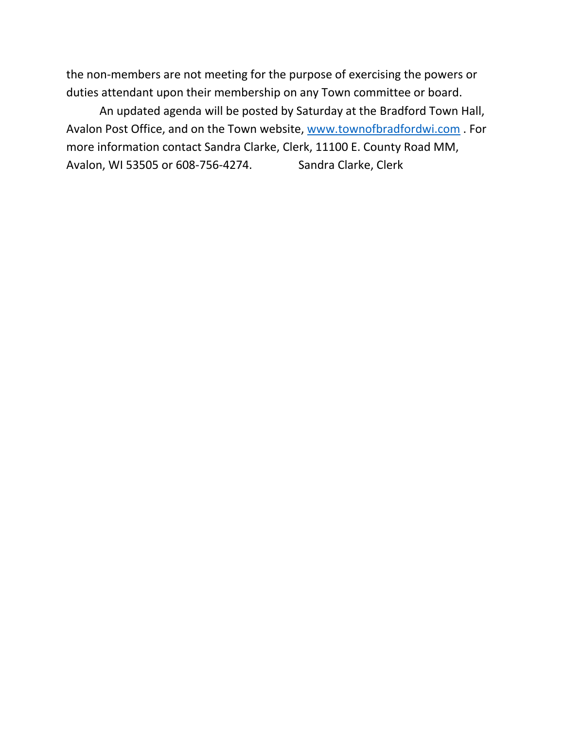the non-members are not meeting for the purpose of exercising the powers or duties attendant upon their membership on any Town committee or board.

An updated agenda will be posted by Saturday at the Bradford Town Hall, Avalon Post Office, and on the Town website, [www.townofbradfordwi.com](http://www.townofbradfordwi.com) . For more information contact Sandra Clarke, Clerk, 11100 E. County Road MM, Avalon, WI 53505 or 608-756-4274. Sandra Clarke, Clerk